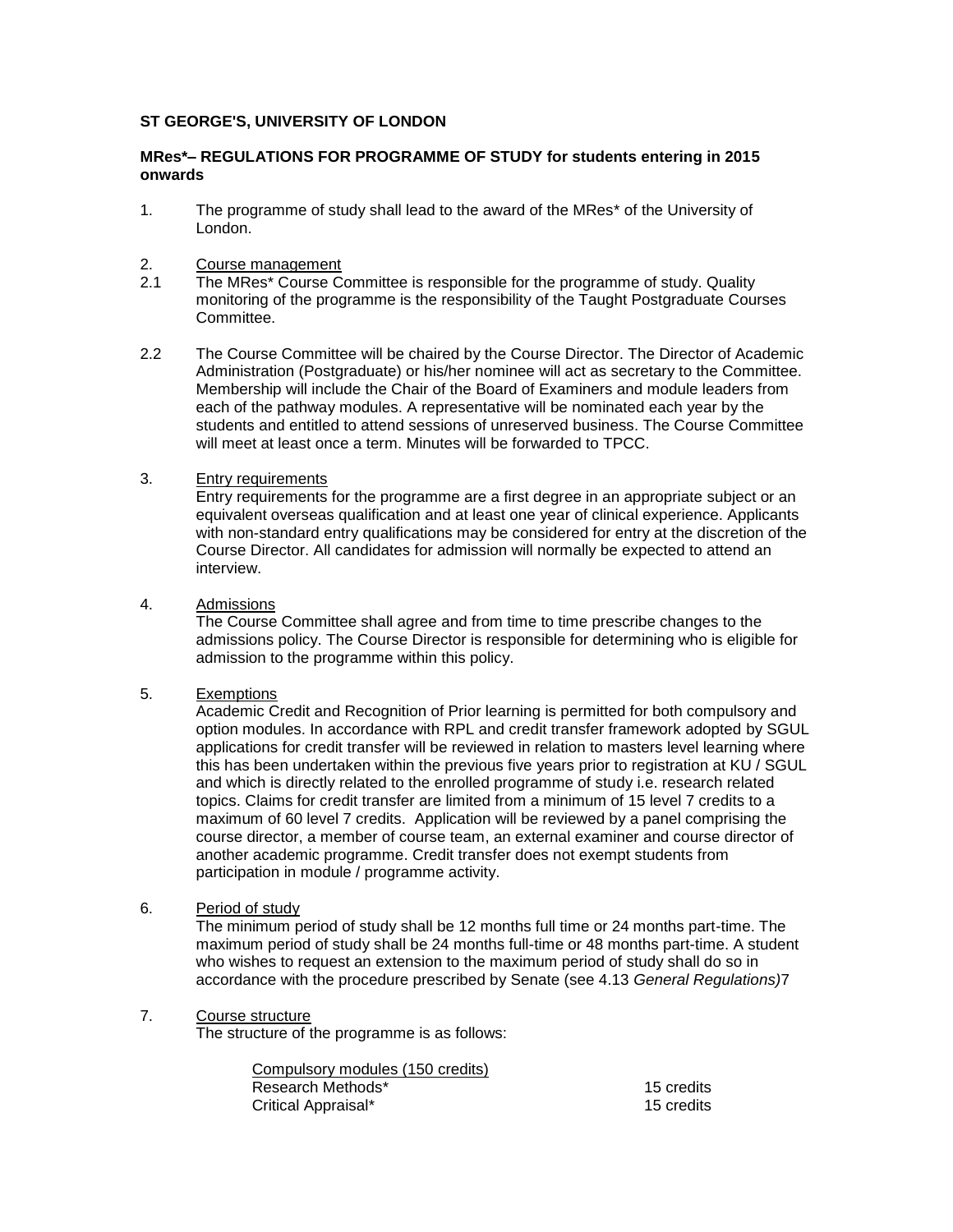**ST GEORGE'S, UNIVERSITY OF LONDON**

**MRes*– REGULATIONS FOR PROGRAMME OF STUDY for students entering in 2015 onwards**

1. The programme of study shall lead to the award of the MRes* of the University of London.

2. Course management

2.1 The MRes* Course Committee is responsible for the programme of study. Quality monitoring of the programme is the responsibility of the Taught Postgraduate Courses Committee.

2.2 The Course Committee will be chaired by the Course Director. The Director of Academic Administration (Postgraduate) or his/her nominee will act as secretary to the Committee. Membership will include the Chair of the Board of Examiners and module leaders from each of the pathway modules. A representative will be nominated each year by the students and entitled to attend sessions of unreserved business. The Course Committee will meet at least once a term. Minutes will be forwarded to TPCC.

3. Entry requirements

   Entry requirements for the programme are a first degree in an appropriate subject or an equivalent overseas qualification and at least one year of clinical experience. Applicants with non-standard entry qualifications may be considered for entry at the discretion of the Course Director. All candidates for admission will normally be expected to attend an interview.

4. Admissions

   The Course Committee shall agree and from time to time prescribe changes to the admissions policy. The Course Director is responsible for determining who is eligible for admission to the programme within this policy.

5. Exemptions

   Academic Credit and Recognition of Prior learning is permitted for both compulsory and option modules. In accordance with RPL and credit transfer framework adopted by SGUL applications for credit transfer will be reviewed in relation to masters level learning where this has been undertaken within the previous five years prior to registration at KU / SGUL and which is directly related to the enrolled programme of study i.e. research related topics. Claims for credit transfer are limited from a minimum of 15 level 7 credits to a maximum of 60 level 7 credits. Application will be reviewed by a panel comprising the course director, a member of course team, an external examiner and course director of another academic programme. Credit transfer does not exempt students from participation in module / programme activity.

6. Period of study

   The minimum period of study shall be 12 months full time or 24 months part-time. The maximum period of study shall be 24 months full-time or 48 months part-time. A student who wishes to request an extension to the maximum period of study shall do so in accordance with the procedure prescribed by Senate (see 4.13 *General Regulations)*7

7. Course structure

   The structure of the programme is as follows:

   Compulsory modules (150 credits)

   | | |
   |---|---|
   | Research Methods* | 15 credits |
   | Critical Appraisal* | 15 credits |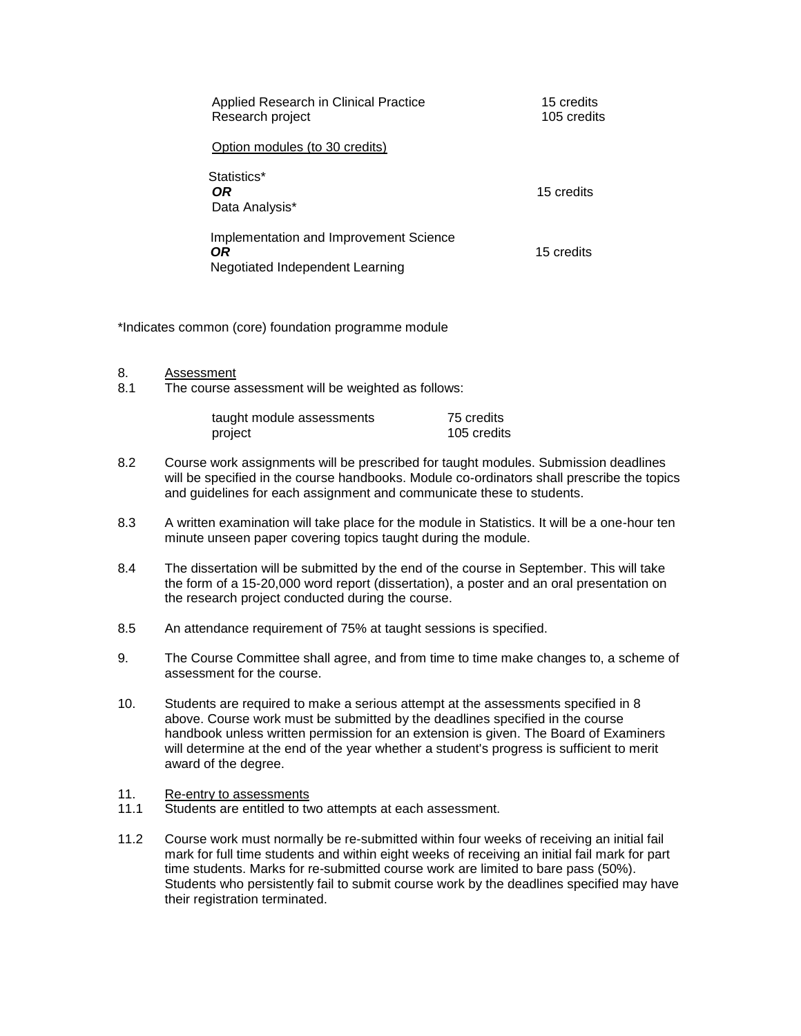| | |
|---|---|
| Applied Research in Clinical Practice | 15 credits |
| Research project | 105 credits |

Option modules (to 30 credits)

| | |
|---|---|
| Statistics* ***OR*** Data Analysis* | 15 credits |
| Implementation and Improvement Science ***OR*** Negotiated Independent Learning | 15 credits |

*Indicates common (core) foundation programme module

8. Assessment

8.1 The course assessment will be weighted as follows:

| | |
|---|---|
| taught module assessments | 75 credits |
| project | 105 credits |

8.2 Course work assignments will be prescribed for taught modules. Submission deadlines will be specified in the course handbooks. Module co-ordinators shall prescribe the topics and guidelines for each assignment and communicate these to students.

8.3 A written examination will take place for the module in Statistics. It will be a one-hour ten minute unseen paper covering topics taught during the module.

8.4 The dissertation will be submitted by the end of the course in September. This will take the form of a 15-20,000 word report (dissertation), a poster and an oral presentation on the research project conducted during the course.

8.5 An attendance requirement of 75% at taught sessions is specified.

9. The Course Committee shall agree, and from time to time make changes to, a scheme of assessment for the course.

10. Students are required to make a serious attempt at the assessments specified in 8 above. Course work must be submitted by the deadlines specified in the course handbook unless written permission for an extension is given. The Board of Examiners will determine at the end of the year whether a student's progress is sufficient to merit award of the degree.

11. Re-entry to assessments

11.1 Students are entitled to two attempts at each assessment.

11.2 Course work must normally be re-submitted within four weeks of receiving an initial fail mark for full time students and within eight weeks of receiving an initial fail mark for part time students. Marks for re-submitted course work are limited to bare pass (50%). Students who persistently fail to submit course work by the deadlines specified may have their registration terminated.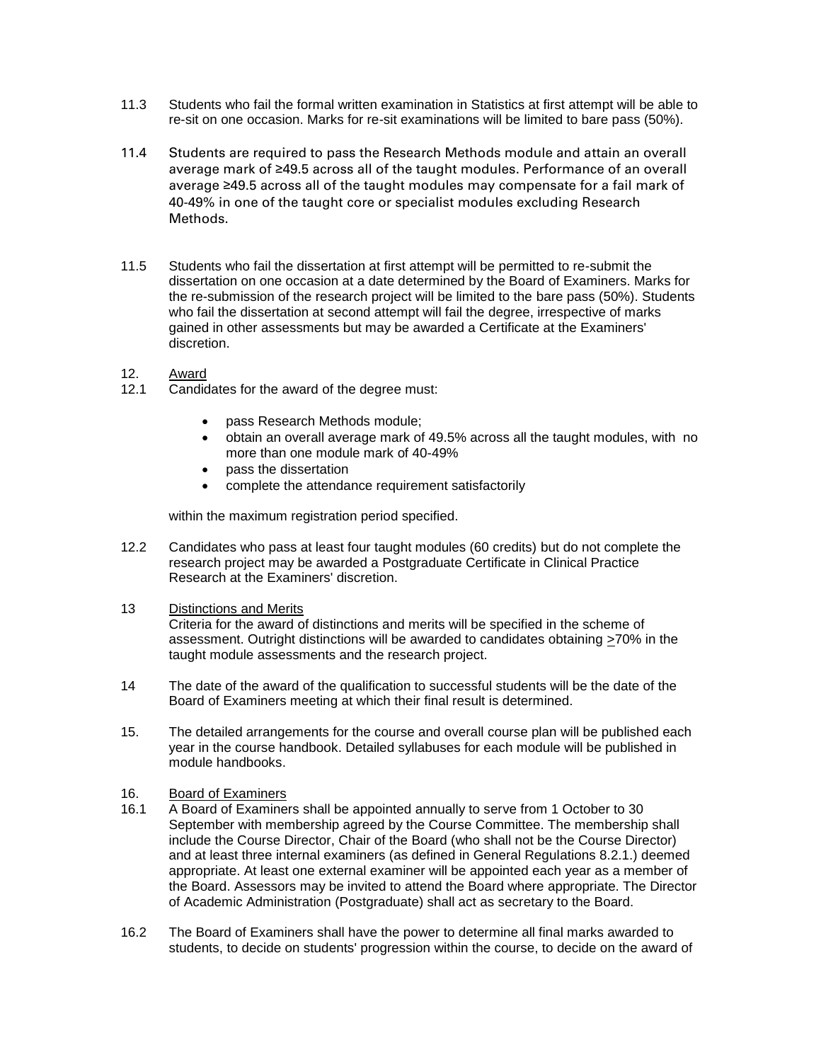11.3 Students who fail the formal written examination in Statistics at first attempt will be able to re-sit on one occasion. Marks for re-sit examinations will be limited to bare pass (50%).

11.4 Students are required to pass the Research Methods module and attain an overall average mark of ≥49.5 across all of the taught modules. Performance of an overall average ≥49.5 across all of the taught modules may compensate for a fail mark of 40-49% in one of the taught core or specialist modules excluding Research Methods.

11.5 Students who fail the dissertation at first attempt will be permitted to re-submit the dissertation on one occasion at a date determined by the Board of Examiners. Marks for the re-submission of the research project will be limited to the bare pass (50%). Students who fail the dissertation at second attempt will fail the degree, irrespective of marks gained in other assessments but may be awarded a Certificate at the Examiners' discretion.

12. <u>Award</u>

12.1 Candidates for the award of the degree must:

- pass Research Methods module;
- obtain an overall average mark of 49.5% across all the taught modules, with no more than one module mark of 40-49%
- pass the dissertation
- complete the attendance requirement satisfactorily

within the maximum registration period specified.

12.2 Candidates who pass at least four taught modules (60 credits) but do not complete the research project may be awarded a Postgraduate Certificate in Clinical Practice Research at the Examiners' discretion.

13 <u>Distinctions and Merits</u>

Criteria for the award of distinctions and merits will be specified in the scheme of assessment. Outright distinctions will be awarded to candidates obtaining ≥70% in the taught module assessments and the research project.

14 The date of the award of the qualification to successful students will be the date of the Board of Examiners meeting at which their final result is determined.

15. The detailed arrangements for the course and overall course plan will be published each year in the course handbook. Detailed syllabuses for each module will be published in module handbooks.

16. <u>Board of Examiners</u>

16.1 A Board of Examiners shall be appointed annually to serve from 1 October to 30 September with membership agreed by the Course Committee. The membership shall include the Course Director, Chair of the Board (who shall not be the Course Director) and at least three internal examiners (as defined in General Regulations 8.2.1.) deemed appropriate. At least one external examiner will be appointed each year as a member of the Board. Assessors may be invited to attend the Board where appropriate. The Director of Academic Administration (Postgraduate) shall act as secretary to the Board.

16.2 The Board of Examiners shall have the power to determine all final marks awarded to students, to decide on students' progression within the course, to decide on the award of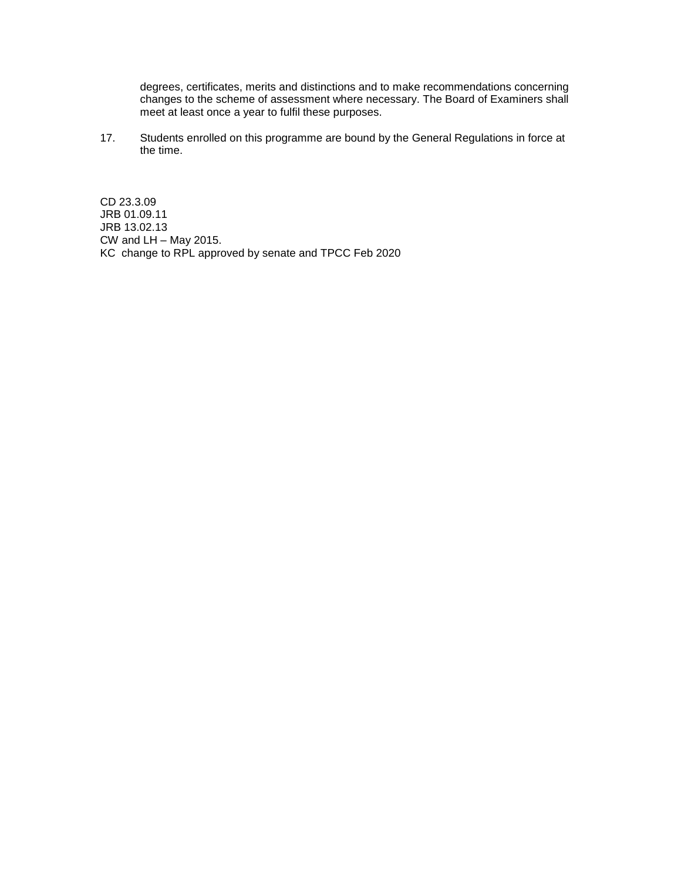degrees, certificates, merits and distinctions and to make recommendations concerning changes to the scheme of assessment where necessary. The Board of Examiners shall meet at least once a year to fulfil these purposes.

17. Students enrolled on this programme are bound by the General Regulations in force at the time.

CD 23.3.09  
JRB 01.09.11  
JRB 13.02.13  
CW and LH – May 2015.  
KC change to RPL approved by senate and TPCC Feb 2020